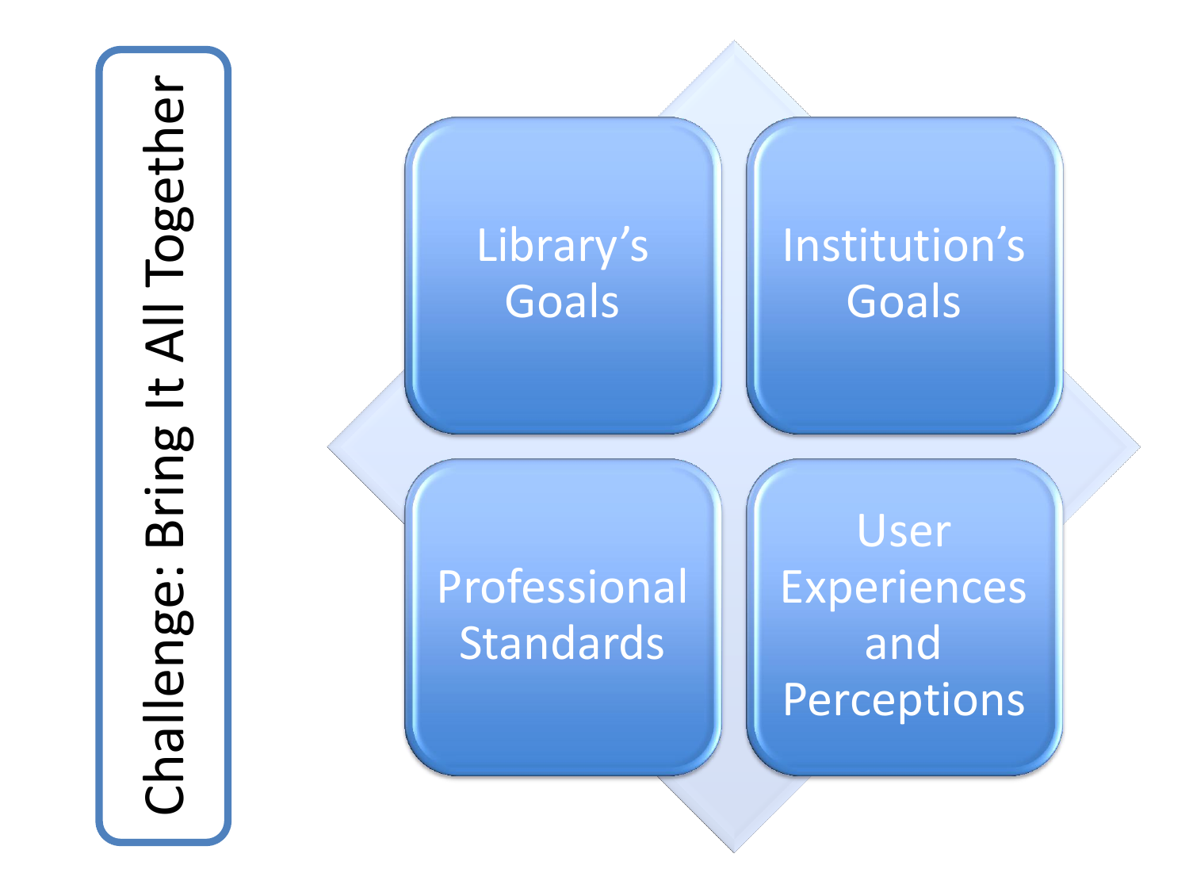# Challenge: Bring It All Together

- Library's Goals
- Institution's Goals
- Professional Standards
- User Experiences and Perceptions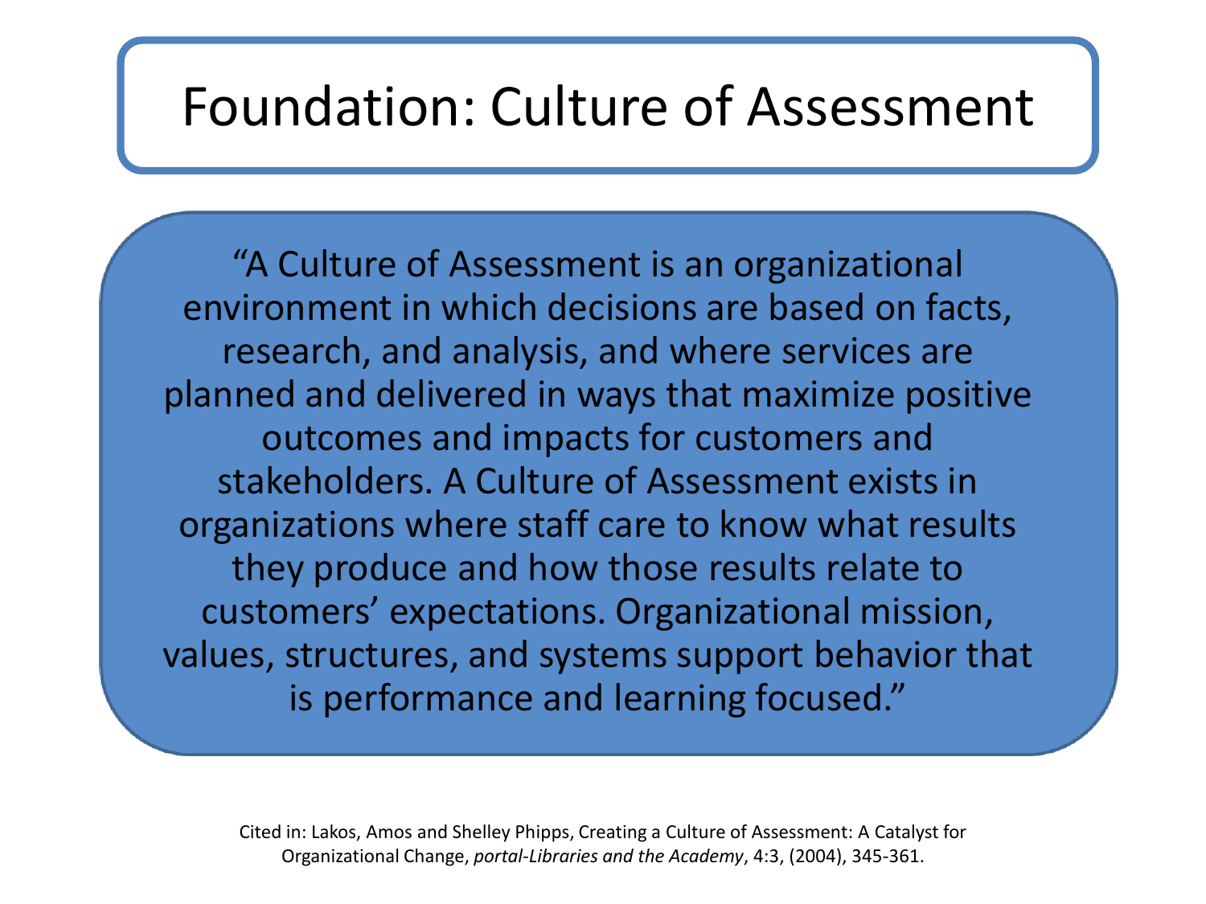# Foundation: Culture of Assessment

"A Culture of Assessment is an organizational environment in which decisions are based on facts, research, and analysis, and where services are planned and delivered in ways that maximize positive outcomes and impacts for customers and stakeholders. A Culture of Assessment exists in organizations where staff care to know what results they produce and how those results relate to customers' expectations. Organizational mission, values, structures, and systems support behavior that is performance and learning focused."

Cited in: Lakos, Amos and Shelley Phipps, Creating a Culture of Assessment: A Catalyst for Organizational Change, *portal-Libraries and the Academy*, 4:3, (2004), 345-361.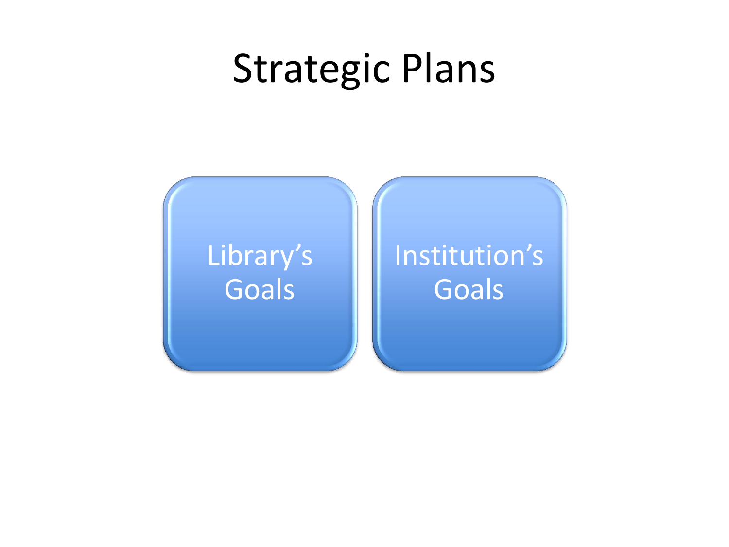# Strategic Plans

Library's Goals

Institution's Goals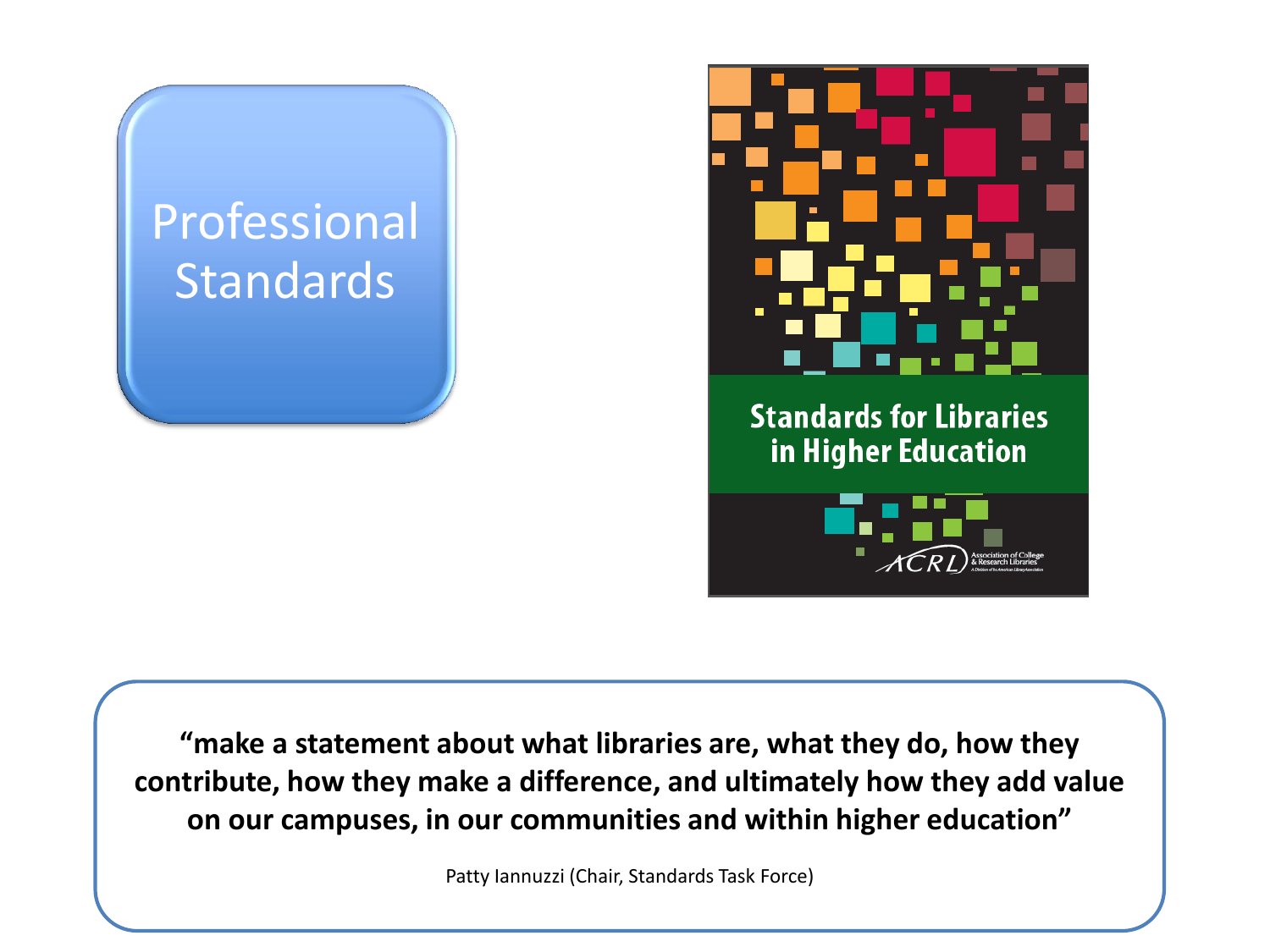# Professional Standards

**Standards for Libraries in Higher Education**

ACRL Association of College & Research Libraries

A Division of the American Library Association

**"make a statement about what libraries are, what they do, how they contribute, how they make a difference, and ultimately how they add value on our campuses, in our communities and within higher education"**

Patty Iannuzzi (Chair, Standards Task Force)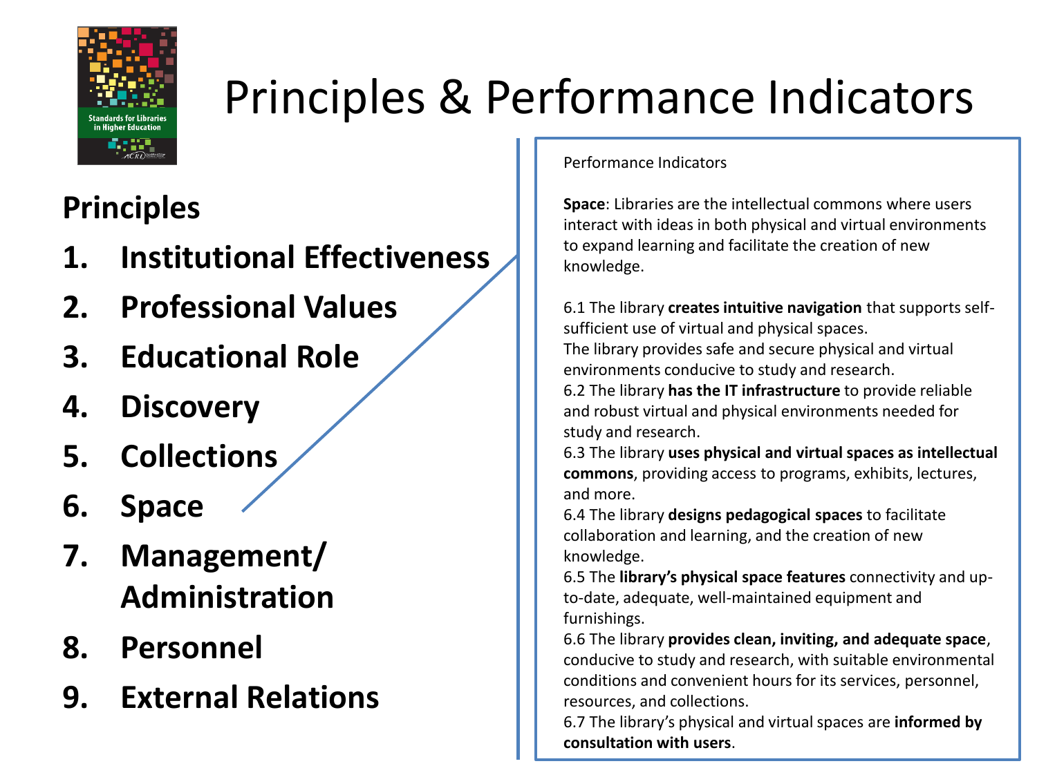# Principles & Performance Indicators

## Principles

1. Institutional Effectiveness
2. Professional Values
3. Educational Role
4. Discovery
5. Collections
6. Space
7. Management/ Administration
8. Personnel
9. External Relations

Performance Indicators

**Space**: Libraries are the intellectual commons where users interact with ideas in both physical and virtual environments to expand learning and facilitate the creation of new knowledge.

6.1 The library **creates intuitive navigation** that supports self-sufficient use of virtual and physical spaces.
The library provides safe and secure physical and virtual environments conducive to study and research.
6.2 The library **has the IT infrastructure** to provide reliable and robust virtual and physical environments needed for study and research.
6.3 The library **uses physical and virtual spaces as intellectual commons**, providing access to programs, exhibits, lectures, and more.
6.4 The library **designs pedagogical spaces** to facilitate collaboration and learning, and the creation of new knowledge.
6.5 The **library's physical space features** connectivity and up-to-date, adequate, well-maintained equipment and furnishings.
6.6 The library **provides clean, inviting, and adequate space**, conducive to study and research, with suitable environmental conditions and convenient hours for its services, personnel, resources, and collections.
6.7 The library's physical and virtual spaces are **informed by consultation with users**.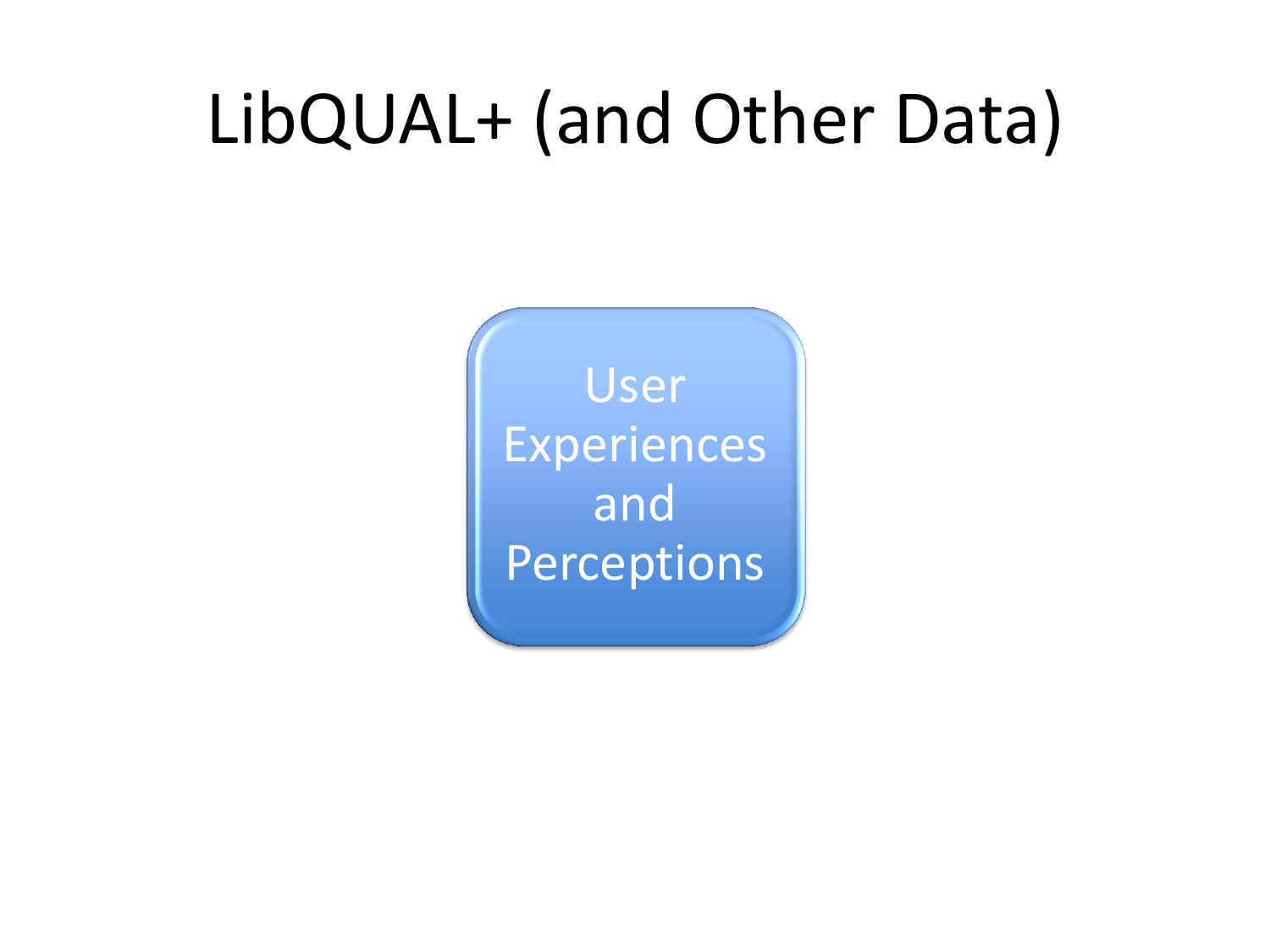# LibQUAL+ (and Other Data)

User Experiences and Perceptions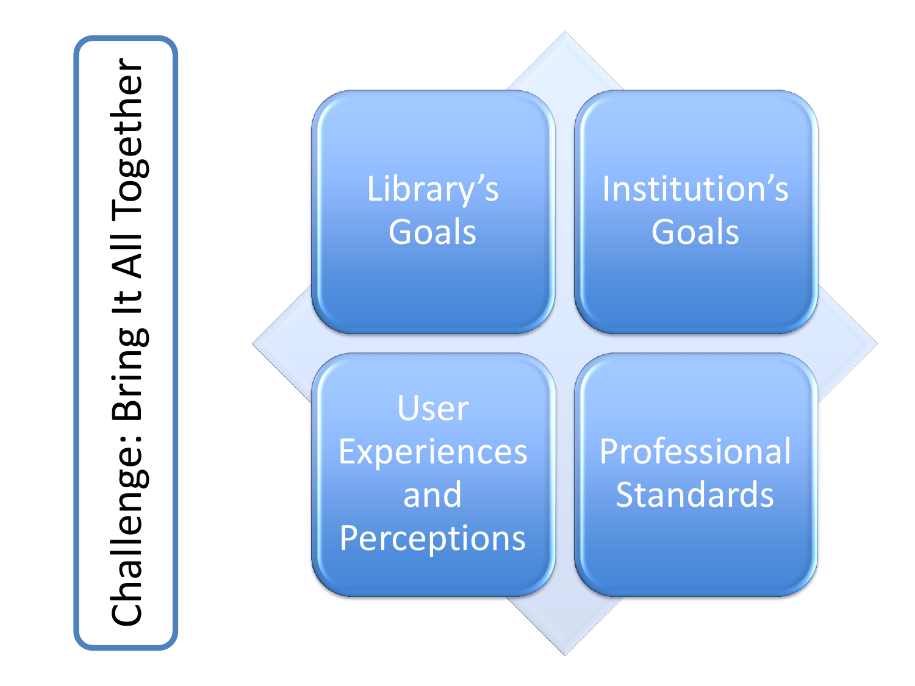# Challenge: Bring It All Together

- Library's Goals
- Institution's Goals
- User Experiences and Perceptions
- Professional Standards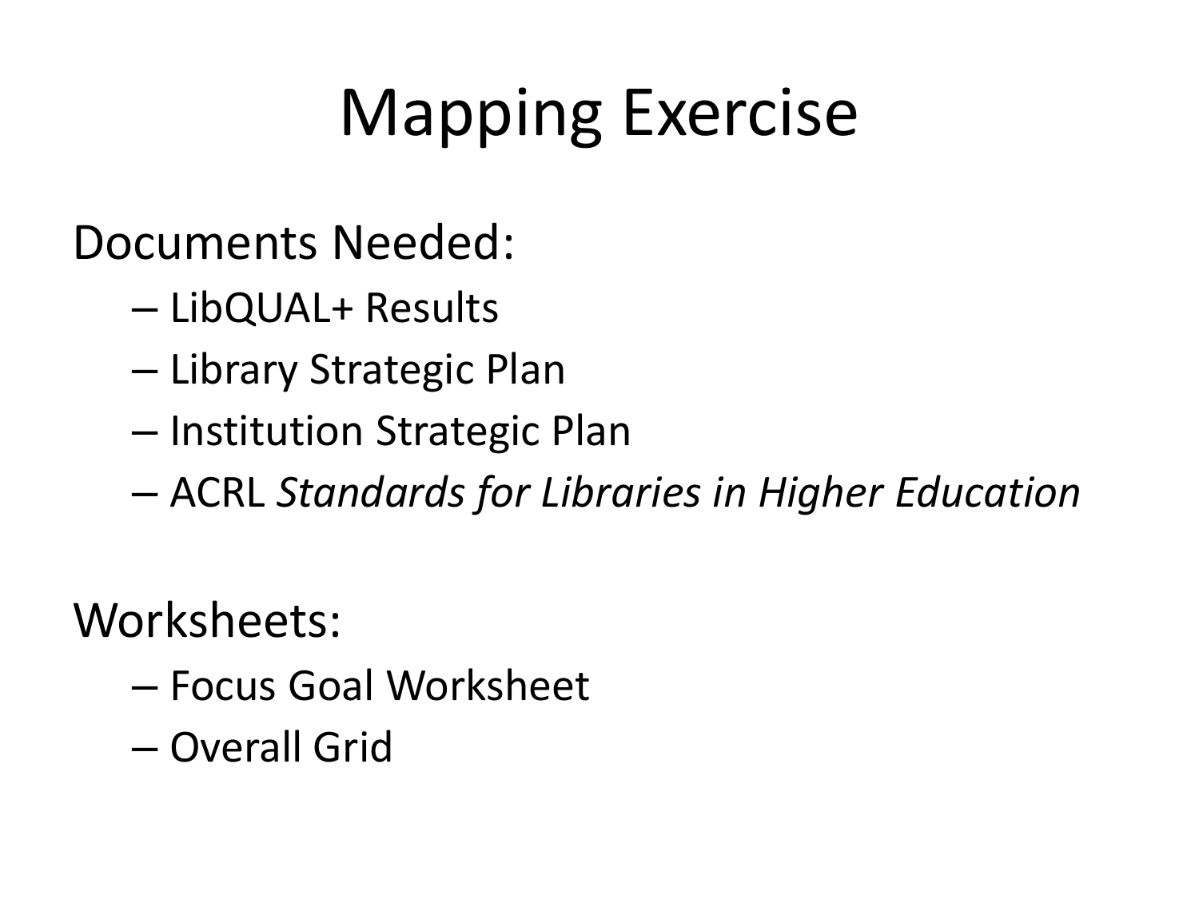# Mapping Exercise

Documents Needed:

- LibQUAL+ Results
- Library Strategic Plan
- Institution Strategic Plan
- ACRL *Standards for Libraries in Higher Education*

Worksheets:

- Focus Goal Worksheet
- Overall Grid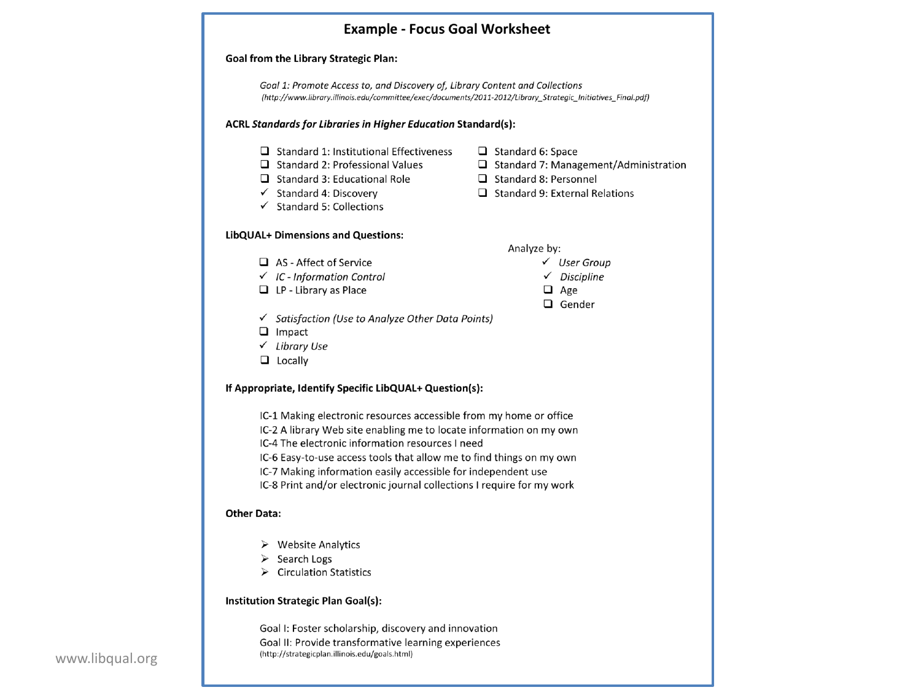# Example - Focus Goal Worksheet

**Goal from the Library Strategic Plan:**

*Goal 1: Promote Access to, and Discovery of, Library Content and Collections*
*(http://www.library.illinois.edu/committee/exec/documents/2011-2012/Library_Strategic_Initiatives_Final.pdf)*

**ACRL *Standards for Libraries in Higher Education* Standard(s):**

- ❑ Standard 1: Institutional Effectiveness
- ❑ Standard 2: Professional Values
- ❑ Standard 3: Educational Role
- ✓ Standard 4: Discovery
- ✓ Standard 5: Collections
- ❑ Standard 6: Space
- ❑ Standard 7: Management/Administration
- ❑ Standard 8: Personnel
- ❑ Standard 9: External Relations

**LibQUAL+ Dimensions and Questions:**

- ❑ AS - Affect of Service
- ✓ *IC - Information Control*
- ❑ LP - Library as Place

Analyze by:

- ✓ *User Group*
- ✓ *Discipline*
- ❑ Age
- ❑ Gender

- ✓ *Satisfaction (Use to Analyze Other Data Points)*
- ❑ Impact
- ✓ *Library Use*
- ❑ Locally

**If Appropriate, Identify Specific LibQUAL+ Question(s):**

IC-1 Making electronic resources accessible from my home or office
IC-2 A library Web site enabling me to locate information on my own
IC-4 The electronic information resources I need
IC-6 Easy-to-use access tools that allow me to find things on my own
IC-7 Making information easily accessible for independent use
IC-8 Print and/or electronic journal collections I require for my work

**Other Data:**

- ➢ Website Analytics
- ➢ Search Logs
- ➢ Circulation Statistics

**Institution Strategic Plan Goal(s):**

Goal I: Foster scholarship, discovery and innovation
Goal II: Provide transformative learning experiences
(http://strategicplan.illinois.edu/goals.html)

www.libqual.org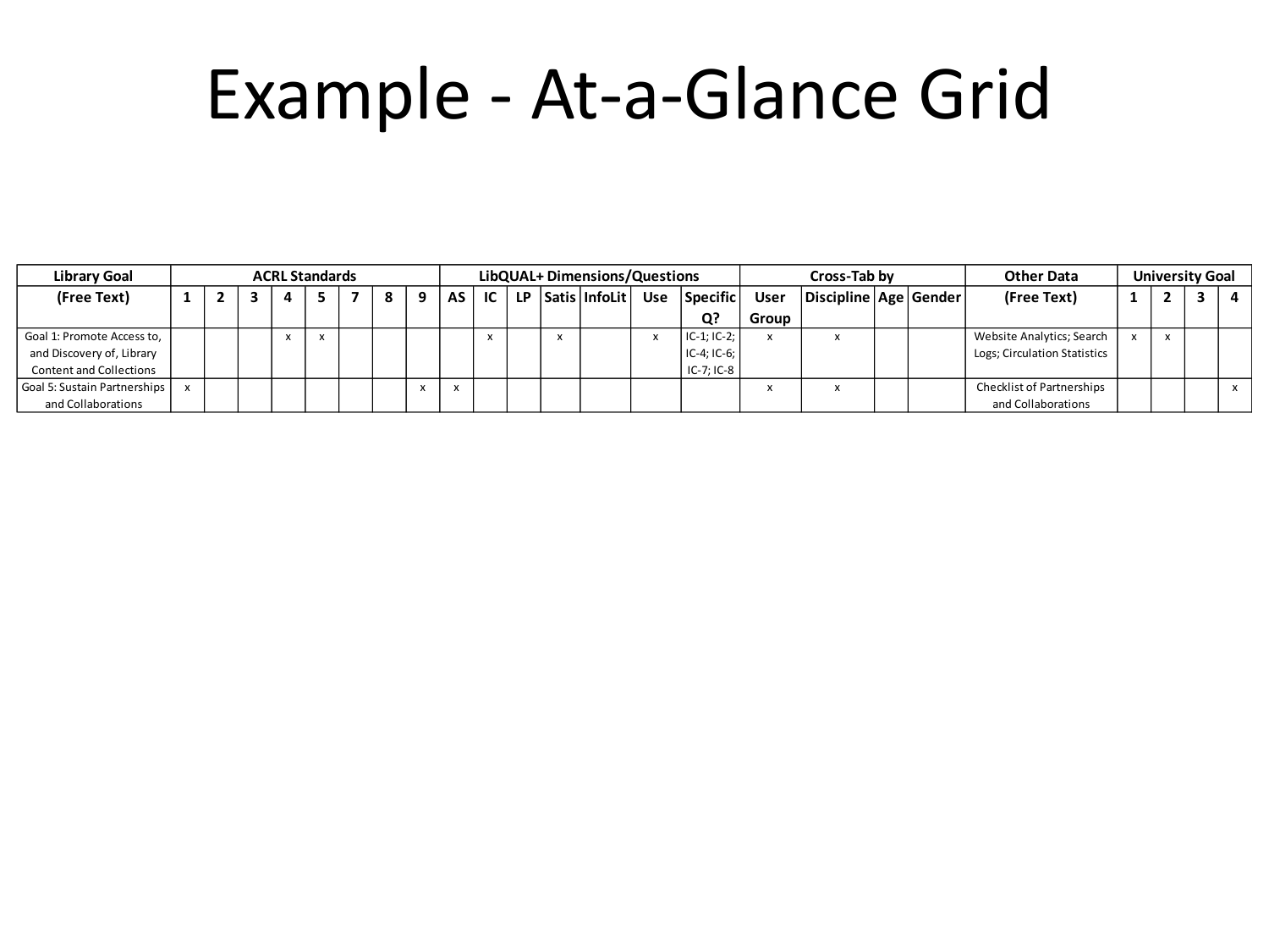# Example - At-a-Glance Grid

| Library Goal | ACRL Standards | | | | | | | | LibQUAL+ Dimensions/Questions | | | | | | | Cross-Tab by | | | | Other Data | University Goal | | | |
|---|---|---|---|---|---|---|---|---|---|---|---|---|---|---|---|---|---|---|---|---|---|---|---|---|
| (Free Text) | 1 | 2 | 3 | 4 | 5 | 7 | 8 | 9 | AS | IC | LP | Satis | InfoLit | Use | Specific Q? | User Group | Discipline | Age | Gender | (Free Text) | 1 | 2 | 3 | 4 |
| Goal 1: Promote Access to, and Discovery of, Library Content and Collections | | | | x | x | | | | | x | | x | | x | IC-1; IC-2; IC-4; IC-6; IC-7; IC-8 | x | x | | | Website Analytics; Search Logs; Circulation Statistics | x | x | | |
| Goal 5: Sustain Partnerships and Collaborations | x | | | | | | | x | x | | | | | | | x | x | | | Checklist of Partnerships and Collaborations | | | | x |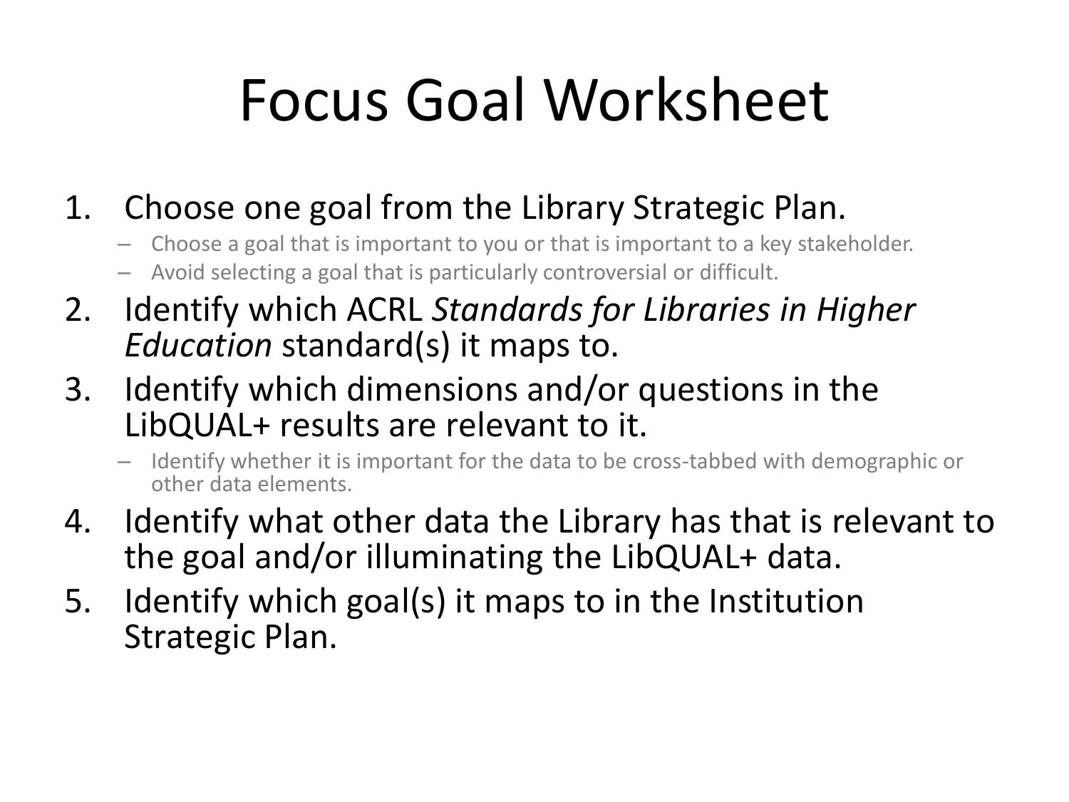# Focus Goal Worksheet

1. Choose one goal from the Library Strategic Plan.
   - Choose a goal that is important to you or that is important to a key stakeholder.
   - Avoid selecting a goal that is particularly controversial or difficult.
2. Identify which ACRL *Standards for Libraries in Higher Education* standard(s) it maps to.
3. Identify which dimensions and/or questions in the LibQUAL+ results are relevant to it.
   - Identify whether it is important for the data to be cross-tabbed with demographic or other data elements.
4. Identify what other data the Library has that is relevant to the goal and/or illuminating the LibQUAL+ data.
5. Identify which goal(s) it maps to in the Institution Strategic Plan.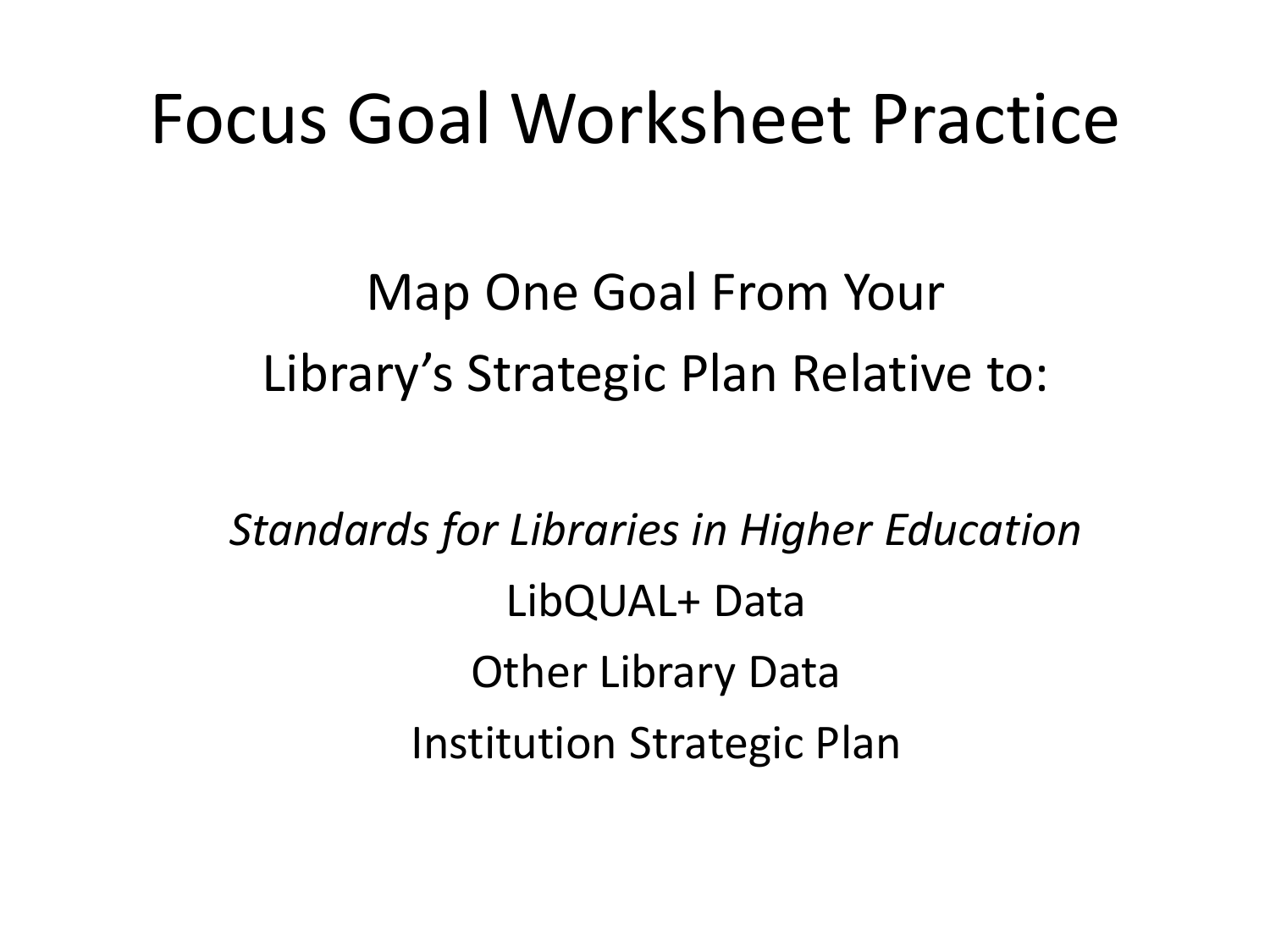# Focus Goal Worksheet Practice

Map One Goal From Your
Library's Strategic Plan Relative to:

*Standards for Libraries in Higher Education*
LibQUAL+ Data
Other Library Data
Institution Strategic Plan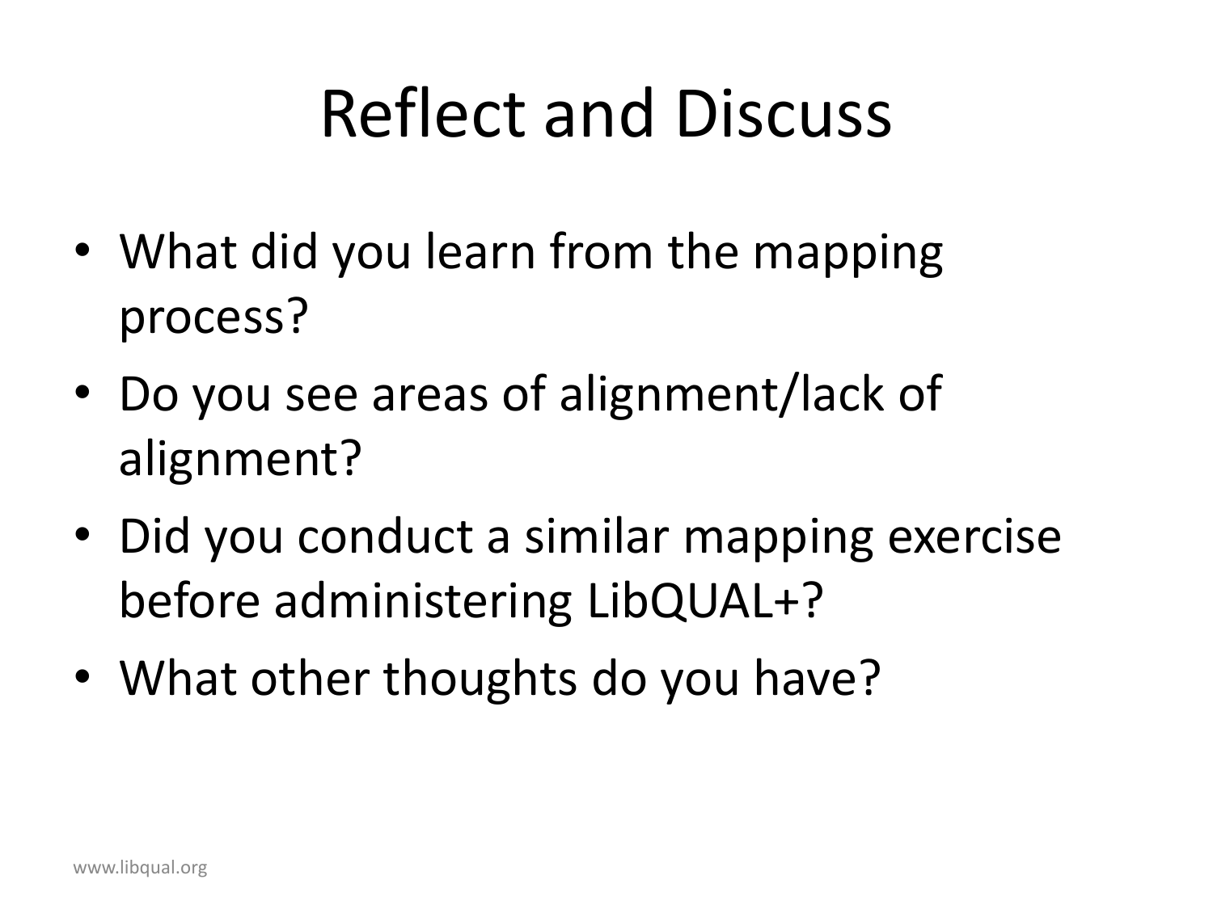# Reflect and Discuss

- What did you learn from the mapping process?
- Do you see areas of alignment/lack of alignment?
- Did you conduct a similar mapping exercise before administering LibQUAL+?
- What other thoughts do you have?